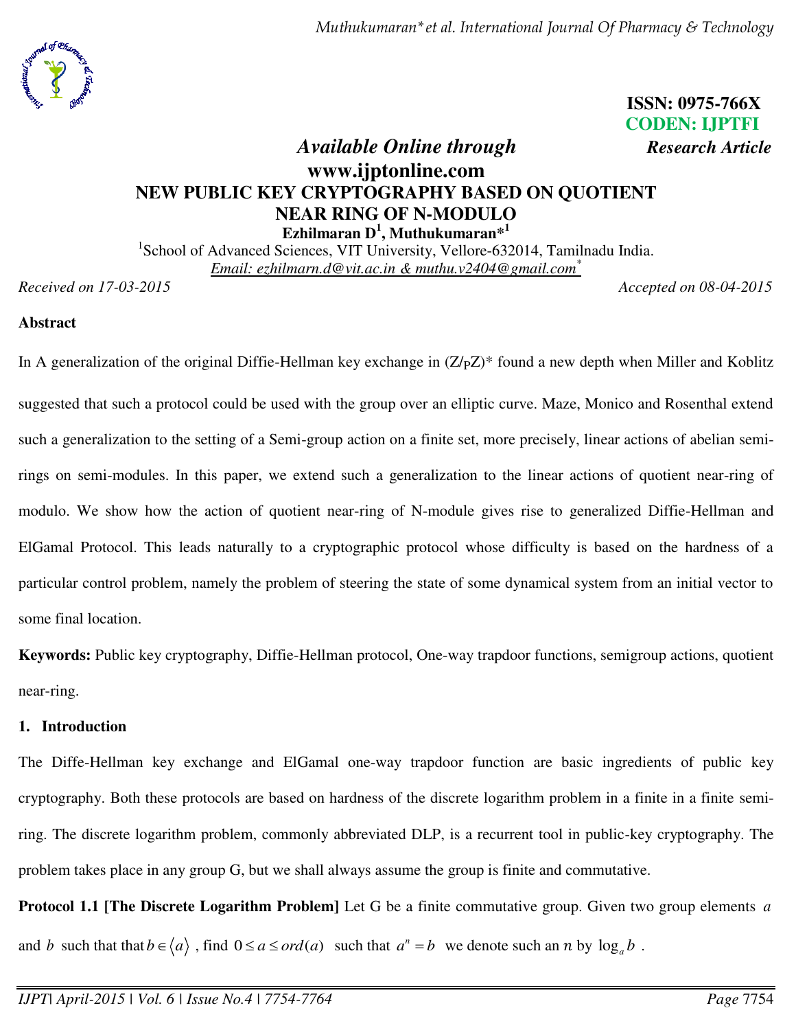ISSN: 0975-766X

CODEN: IJPTFI

*Available Online through* **www.ijptonline.com**

*Research Article*

# NEW PUBLIC KEY CRYPTOGRAPHY BASED ON QUOTIENT NEAR RING OF N-MODULO

**Ezhilmaran D[1], Muthukumaran*[1]**

[1]School of Advanced Sciences, VIT University, Vellore-632014, Tamilnadu India.

*Email: ezhilmarn.d@vit.ac.in & muthu.v2404@gmail.com**

*Received on 17-03-2015* *Accepted on 08-04-2015*

## Abstract

In A generalization of the original Diffie-Hellman key exchange in $(Z/_PZ)^*$ found a new depth when Miller and Koblitz suggested that such a protocol could be used with the group over an elliptic curve. Maze, Monico and Rosenthal extend such a generalization to the setting of a Semi-group action on a finite set, more precisely, linear actions of abelian semi-rings on semi-modules. In this paper, we extend such a generalization to the linear actions of quotient near-ring of modulo. We show how the action of quotient near-ring of N-module gives rise to generalized Diffie-Hellman and ElGamal Protocol. This leads naturally to a cryptographic protocol whose difficulty is based on the hardness of a particular control problem, namely the problem of steering the state of some dynamical system from an initial vector to some final location.

**Keywords:** Public key cryptography, Diffie-Hellman protocol, One-way trapdoor functions, semigroup actions, quotient near-ring.

## 1. Introduction

The Diffe-Hellman key exchange and ElGamal one-way trapdoor function are basic ingredients of public key cryptography. Both these protocols are based on hardness of the discrete logarithm problem in a finite in a finite semi-ring. The discrete logarithm problem, commonly abbreviated DLP, is a recurrent tool in public-key cryptography. The problem takes place in any group G, but we shall always assume the group is finite and commutative.

**Protocol 1.1 [The Discrete Logarithm Problem]** Let G be a finite commutative group. Given two group elements $a$ and $b$ such that that $b \in \langle a \rangle$ , find $0 \le a \le ord(a)$ such that $a^n = b$ we denote such an $n$ by $\log_a b$ .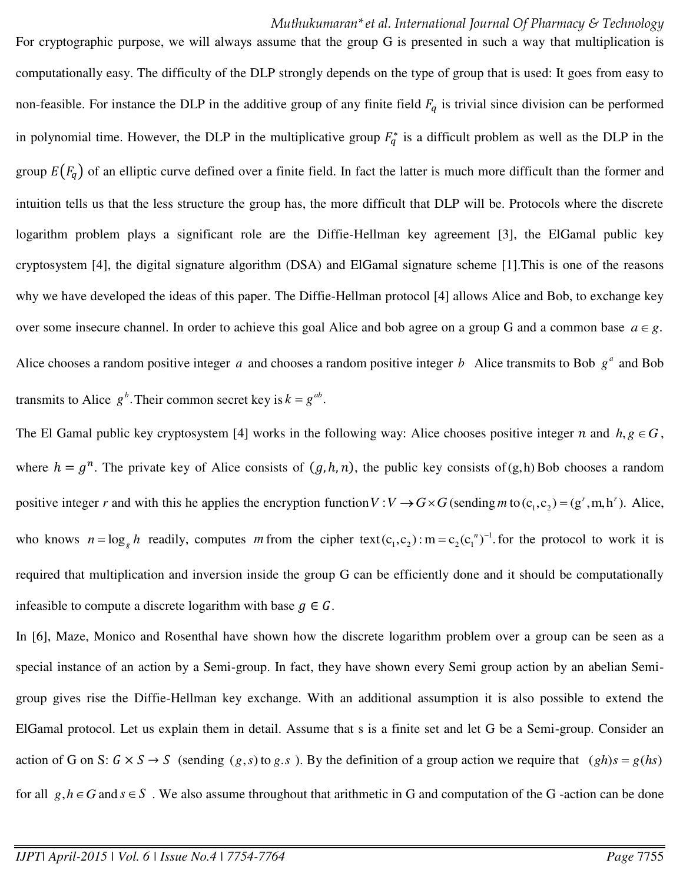For cryptographic purpose, we will always assume that the group G is presented in such a way that multiplication is computationally easy. The difficulty of the DLP strongly depends on the type of group that is used: It goes from easy to non-feasible. For instance the DLP in the additive group of any finite field $F_q$ is trivial since division can be performed in polynomial time. However, the DLP in the multiplicative group $F_q^*$ is a difficult problem as well as the DLP in the group $E(F_q)$ of an elliptic curve defined over a finite field. In fact the latter is much more difficult than the former and intuition tells us that the less structure the group has, the more difficult that DLP will be. Protocols where the discrete logarithm problem plays a significant role are the Diffie-Hellman key agreement [3], the ElGamal public key cryptosystem [4], the digital signature algorithm (DSA) and ElGamal signature scheme [1].This is one of the reasons why we have developed the ideas of this paper. The Diffie-Hellman protocol [4] allows Alice and Bob, to exchange key over some insecure channel. In order to achieve this goal Alice and bob agree on a group G and a common base $a \in g$. Alice chooses a random positive integer $a$ and chooses a random positive integer $b$ Alice transmits to Bob $g^a$ and Bob transmits to Alice $g^b$. Their common secret key is $k = g^{ab}$.

The El Gamal public key cryptosystem [4] works in the following way: Alice chooses positive integer $n$ and $h, g \in G$, where $h = g^n$. The private key of Alice consists of $(g, h, n)$, the public key consists of $(g, h)$ Bob chooses a random positive integer $r$ and with this he applies the encryption function $V : V \to G \times G$ (sending $m$ to $(c_1, c_2) = (g^r, m, h^r)$). Alice, who knows $n = \log_g h$ readily, computes $m$ from the cipher text $(c_1, c_2) : m = c_2(c_1^{\ n})^{-1}$. for the protocol to work it is required that multiplication and inversion inside the group G can be efficiently done and it should be computationally infeasible to compute a discrete logarithm with base $g \in G$.

In [6], Maze, Monico and Rosenthal have shown how the discrete logarithm problem over a group can be seen as a special instance of an action by a Semi-group. In fact, they have shown every Semi group action by an abelian Semi-group gives rise the Diffie-Hellman key exchange. With an additional assumption it is also possible to extend the ElGamal protocol. Let us explain them in detail. Assume that s is a finite set and let G be a Semi-group. Consider an action of G on S: $G \times S \to S$ (sending $(g, s)$ to $g.s$ ). By the definition of a group action we require that $(gh)s = g(hs)$ for all $g, h \in G$ and $s \in S$ . We also assume throughout that arithmetic in G and computation of the G -action can be done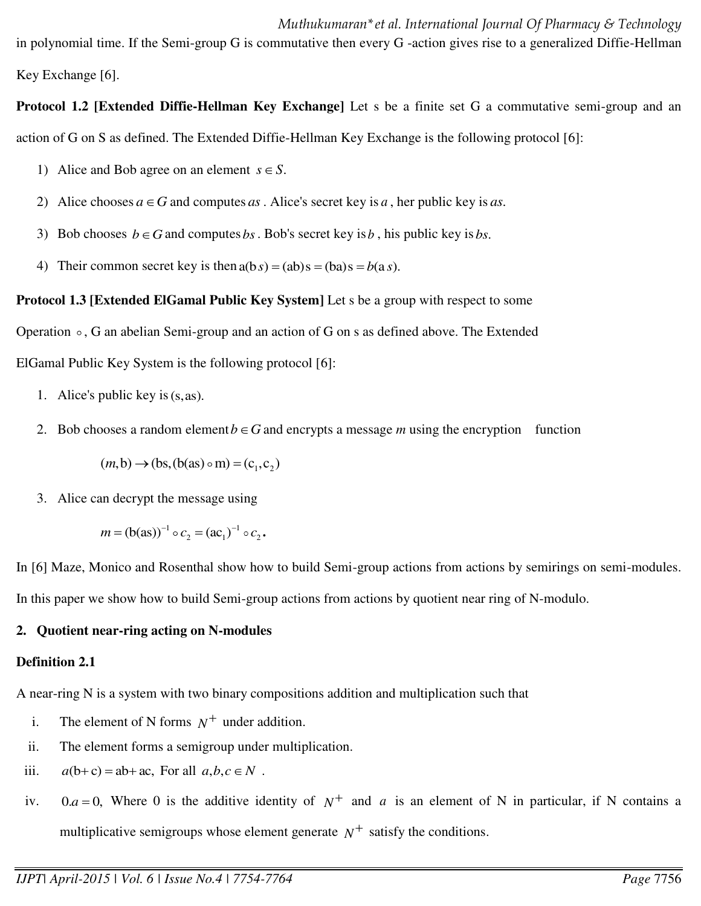in polynomial time. If the Semi-group G is commutative then every G -action gives rise to a generalized Diffie-Hellman Key Exchange [6].

**Protocol 1.2 [Extended Diffie-Hellman Key Exchange]** Let s be a finite set G a commutative semi-group and an action of G on S as defined. The Extended Diffie-Hellman Key Exchange is the following protocol [6]:

1) Alice and Bob agree on an element $s \in S$.
2) Alice chooses $a \in G$ and computes $as$ . Alice's secret key is $a$ , her public key is $as$.
3) Bob chooses $b \in G$ and computes $bs$ . Bob's secret key is $b$ , his public key is $bs$.
4) Their common secret key is then $\mathrm{a(b}\,s) = \mathrm{(ab)s} = \mathrm{(ba)s} = b(\mathrm{a}\,s)$.

**Protocol 1.3 [Extended ElGamal Public Key System]** Let s be a group with respect to some Operation $\circ$, G an abelian Semi-group and an action of G on s as defined above. The Extended ElGamal Public Key System is the following protocol [6]:

1. Alice's public key is $(\mathrm{s}, \mathrm{as})$.
2. Bob chooses a random element $b \in G$ and encrypts a message $m$ using the encryption function

$$(m, \mathrm{b}) \rightarrow (\mathrm{bs}, (\mathrm{b(as)} \circ \mathrm{m}) = (\mathrm{c}_1, \mathrm{c}_2)$$

3. Alice can decrypt the message using

$$m = (\mathrm{b(as)})^{-1} \circ c_2 = (\mathrm{ac}_1)^{-1} \circ c_2 .$$

In [6] Maze, Monico and Rosenthal show how to build Semi-group actions from actions by semirings on semi-modules. In this paper we show how to build Semi-group actions from actions by quotient near ring of N-modulo.

## 2. Quotient near-ring acting on N-modules

**Definition 2.1**

A near-ring N is a system with two binary compositions addition and multiplication such that

i. The element of N forms $N^{+}$ under addition.
ii. The element forms a semigroup under multiplication.
iii. $a(\mathrm{b}+\mathrm{c}) = \mathrm{ab}+\mathrm{ac},$ For all $a, b, c \in N$ .
iv. $0.a = 0,$ Where 0 is the additive identity of $N^{+}$ and $a$ is an element of N in particular, if N contains a multiplicative semigroups whose element generate $N^{+}$ satisfy the conditions.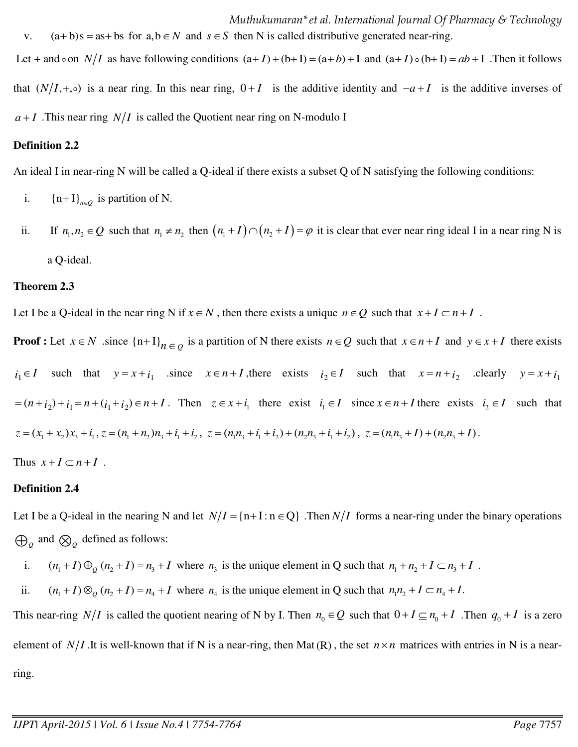v. $(a+b)s = as+bs$ for $a,b \in N$ and $s \in S$ then N is called distributive generated near-ring.

Let + and $\circ$ on $N/I$ as have following conditions $(a+I)+(b+I)=(a+b)+I$ and $(a+I)\circ(b+I)=ab+I$ .Then it follows that $(N/I,+,\circ)$ is a near ring. In this near ring, $0+I$ is the additive identity and $-a+I$ is the additive inverses of $a+I$ .This near ring $N/I$ is called the Quotient near ring on N-modulo I

**Definition 2.2**

An ideal I in near-ring N will be called a Q-ideal if there exists a subset Q of N satisfying the following conditions:

i. $\{n+I\}_{n\in Q}$ is partition of N.

ii. If $n_1,n_2 \in Q$ such that $n_1 \neq n_2$ then $(n_1+I)\cap(n_2+I)=\varphi$ it is clear that ever near ring ideal I in a near ring N is a Q-ideal.

**Theorem 2.3**

Let I be a Q-ideal in the near ring N if $x \in N$ , then there exists a unique $n \in Q$ such that $x+I \subset n+I$ .

**Proof :** Let $x \in N$ .since $\{n+I\}_{n\in Q}$ is a partition of N there exists $n \in Q$ such that $x \in n+I$ and $y \in x+I$ there exists $i_1 \in I$ such that $y = x+i_1$ .since $x \in n+I$ ,there exists $i_2 \in I$ such that $x = n+i_2$ .clearly $y = x+i_1$ $=(n+i_2)+i_1 = n+(i_1+i_2) \in n+I$ . Then $z \in x+i_1$ there exist $i_1 \in I$ since $x \in n+I$ there exists $i_2 \in I$ such that $z=(x_1+x_2)x_3+i_1$, $z=(n_1+n_2)n_3+i_1+i_2$, $z=(n_1n_3+i_1+i_2)+(n_2n_3+i_1+i_2)$, $z=(n_1n_3+I)+(n_2n_3+I)$.

Thus $x+I \subset n+I$ .

**Definition 2.4**

Let I be a Q-ideal in the nearing N and let $N/I=\{n+I : n\in Q\}$ .Then $N/I$ forms a near-ring under the binary operations $\oplus_Q$ and $\otimes_Q$ defined as follows:

i. $(n_1+I)\oplus_Q(n_2+I)=n_3+I$ where $n_3$ is the unique element in Q such that $n_1+n_2+I \subset n_3+I$ .

ii. $(n_1+I)\otimes_Q(n_2+I)=n_4+I$ where $n_4$ is the unique element in Q such that $n_1n_2+I \subset n_4+I$.

This near-ring $N/I$ is called the quotient nearing of N by I. Then $n_0 \in Q$ such that $0+I \subseteq n_0+I$ .Then $q_0+I$ is a zero element of $N/I$ .It is well-known that if N is a near-ring, then Mat(R), the set $n\times n$ matrices with entries in N is a near-ring.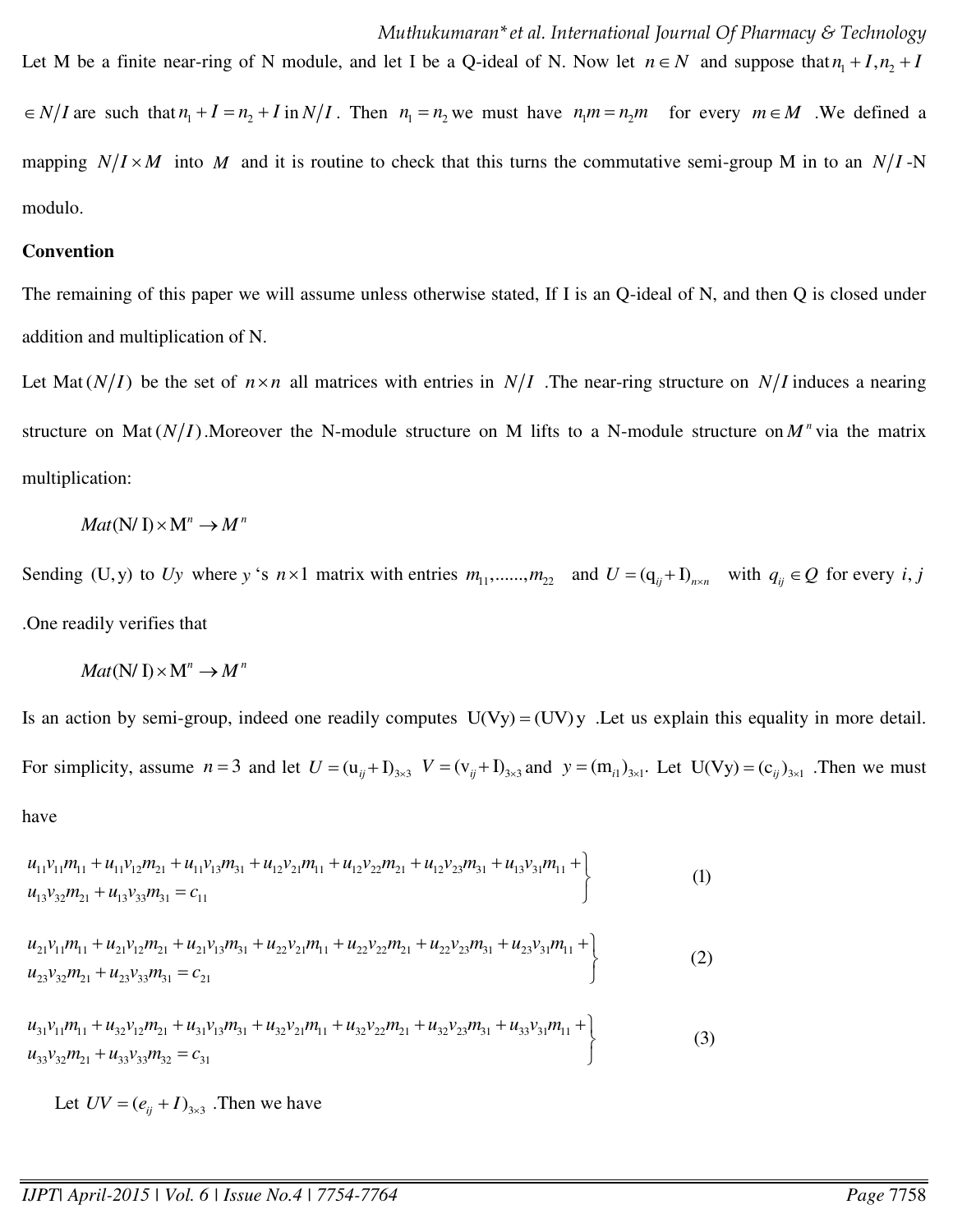Let M be a finite near-ring of N module, and let I be a Q-ideal of N. Now let $n \in N$ and suppose that $n_1 + I, n_2 + I \in N/I$ are such that $n_1 + I = n_2 + I$ in $N/I$. Then $n_1 = n_2$ we must have $n_1 m = n_2 m$ for every $m \in M$. We defined a mapping $N/I \times M$ into $M$ and it is routine to check that this turns the commutative semi-group M in to an $N/I$-N modulo.

**Convention**

The remaining of this paper we will assume unless otherwise stated, If I is an Q-ideal of N, and then Q is closed under addition and multiplication of N.

Let $\text{Mat}(N/I)$ be the set of $n \times n$ all matrices with entries in $N/I$. The near-ring structure on $N/I$ induces a nearing structure on $\text{Mat}(N/I)$. Moreover the N-module structure on M lifts to a N-module structure on $M^n$ via the matrix multiplication:

$$Mat(\text{N/ I}) \times \text{M}^n \rightarrow M^n$$

Sending $(\text{U}, \text{y})$ to $Uy$ where $y$ 's $n \times 1$ matrix with entries $m_{11}, \ldots\ldots, m_{22}$ and $U = (\text{q}_{ij} + \text{I})_{n \times n}$ with $q_{ij} \in Q$ for every $i, j$. One readily verifies that

$$Mat(\text{N/ I}) \times \text{M}^n \rightarrow M^n$$

Is an action by semi-group, indeed one readily computes $\text{U}(\text{Vy}) = (\text{UV})\,\text{y}$. Let us explain this equality in more detail. For simplicity, assume $n = 3$ and let $U = (\text{u}_{ij} + \text{I})_{3 \times 3}$ $V = (\text{v}_{ij} + \text{I})_{3 \times 3}$ and $y = (\text{m}_{i1})_{3 \times 1}$. Let $\text{U}(\text{Vy}) = (\text{c}_{ij})_{3 \times 1}$. Then we must have

$$\left.\begin{aligned} &u_{11}v_{11}m_{11} + u_{11}v_{12}m_{21} + u_{11}v_{13}m_{31} + u_{12}v_{21}m_{11} + u_{12}v_{22}m_{21} + u_{12}v_{23}m_{31} + u_{13}v_{31}m_{11} + \\ &u_{13}v_{32}m_{21} + u_{13}v_{33}m_{31} = c_{11} \end{aligned}\right\} \quad (1)$$

$$\left.\begin{aligned} &u_{21}v_{11}m_{11} + u_{21}v_{12}m_{21} + u_{21}v_{13}m_{31} + u_{22}v_{21}m_{11} + u_{22}v_{22}m_{21} + u_{22}v_{23}m_{31} + u_{23}v_{31}m_{11} + \\ &u_{23}v_{32}m_{21} + u_{23}v_{33}m_{31} = c_{21} \end{aligned}\right\} \quad (2)$$

$$\left.\begin{aligned} &u_{31}v_{11}m_{11} + u_{32}v_{12}m_{21} + u_{31}v_{13}m_{31} + u_{32}v_{21}m_{11} + u_{32}v_{22}m_{21} + u_{32}v_{23}m_{31} + u_{33}v_{31}m_{11} + \\ &u_{33}v_{32}m_{21} + u_{33}v_{33}m_{32} = c_{31} \end{aligned}\right\} \quad (3)$$

Let $UV = (e_{ij} + I)_{3 \times 3}$. Then we have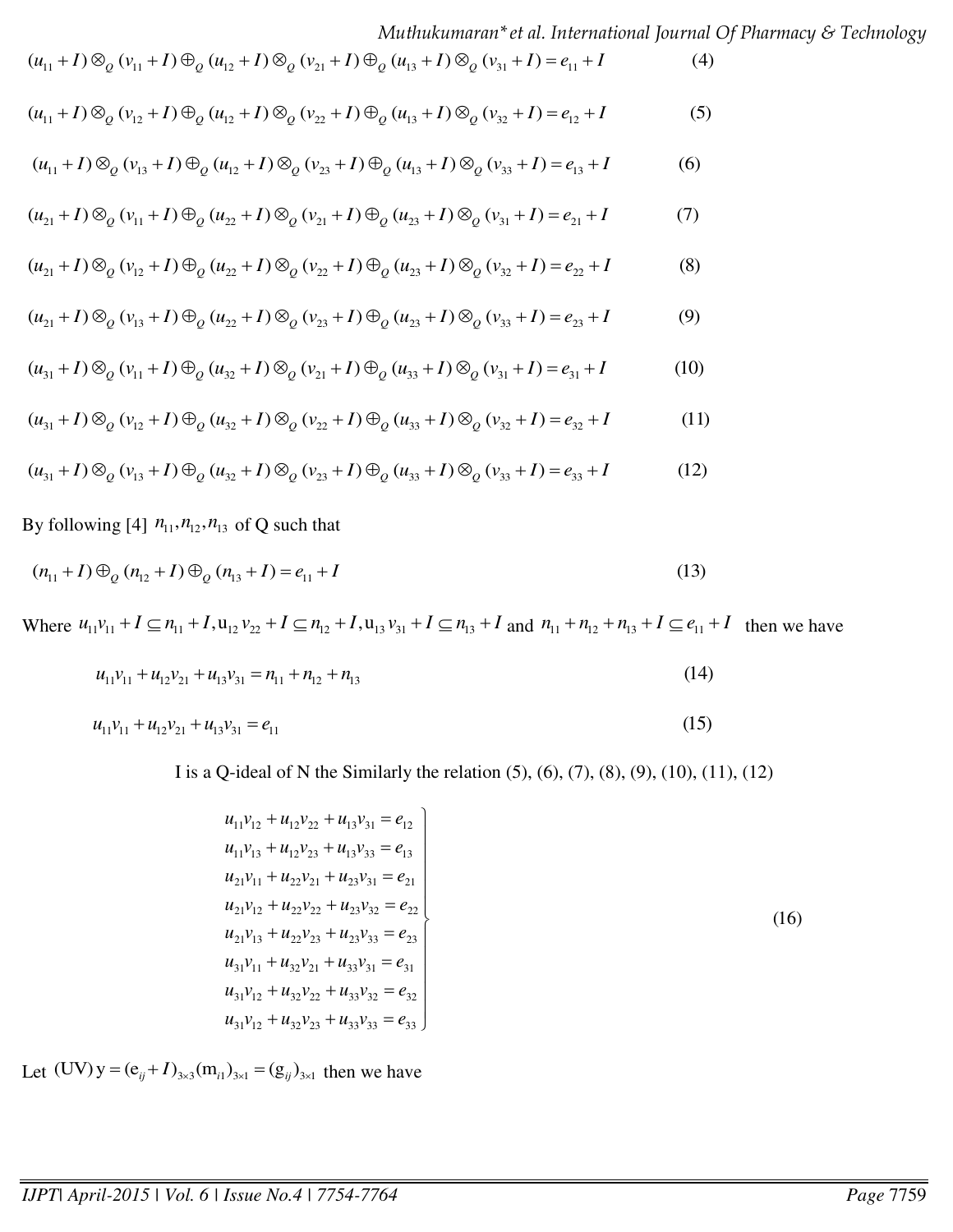$$(u_{11}+I)\otimes_Q (v_{11}+I)\oplus_Q (u_{12}+I)\otimes_Q (v_{21}+I)\oplus_Q (u_{13}+I)\otimes_Q (v_{31}+I)=e_{11}+I \quad (4)$$

$$(u_{11}+I)\otimes_Q (v_{12}+I)\oplus_Q (u_{12}+I)\otimes_Q (v_{22}+I)\oplus_Q (u_{13}+I)\otimes_Q (v_{32}+I)=e_{12}+I \quad (5)$$

$$(u_{11}+I)\otimes_Q (v_{13}+I)\oplus_Q (u_{12}+I)\otimes_Q (v_{23}+I)\oplus_Q (u_{13}+I)\otimes_Q (v_{33}+I)=e_{13}+I \quad (6)$$

$$(u_{21}+I)\otimes_Q (v_{11}+I)\oplus_Q (u_{22}+I)\otimes_Q (v_{21}+I)\oplus_Q (u_{23}+I)\otimes_Q (v_{31}+I)=e_{21}+I \quad (7)$$

$$(u_{21}+I)\otimes_Q (v_{12}+I)\oplus_Q (u_{22}+I)\otimes_Q (v_{22}+I)\oplus_Q (u_{23}+I)\otimes_Q (v_{32}+I)=e_{22}+I \quad (8)$$

$$(u_{21}+I)\otimes_Q (v_{13}+I)\oplus_Q (u_{22}+I)\otimes_Q (v_{23}+I)\oplus_Q (u_{23}+I)\otimes_Q (v_{33}+I)=e_{23}+I \quad (9)$$

$$(u_{31}+I)\otimes_Q (v_{11}+I)\oplus_Q (u_{32}+I)\otimes_Q (v_{21}+I)\oplus_Q (u_{33}+I)\otimes_Q (v_{31}+I)=e_{31}+I \quad (10)$$

$$(u_{31}+I)\otimes_Q (v_{12}+I)\oplus_Q (u_{32}+I)\otimes_Q (v_{22}+I)\oplus_Q (u_{33}+I)\otimes_Q (v_{32}+I)=e_{32}+I \quad (11)$$

$$(u_{31}+I)\otimes_Q (v_{13}+I)\oplus_Q (u_{32}+I)\otimes_Q (v_{23}+I)\oplus_Q (u_{33}+I)\otimes_Q (v_{33}+I)=e_{33}+I \quad (12)$$

By following [4] $n_{11}, n_{12}, n_{13}$ of Q such that

$$(n_{11}+I)\oplus_Q (n_{12}+I)\oplus_Q (n_{13}+I)=e_{11}+I \quad (13)$$

Where $u_{11}v_{11}+I \subseteq n_{11}+I, u_{12}v_{22}+I \subseteq n_{12}+I, u_{13}v_{31}+I \subseteq n_{13}+I$ and $n_{11}+n_{12}+n_{13}+I \subseteq e_{11}+I$ then we have

$$u_{11}v_{11}+u_{12}v_{21}+u_{13}v_{31}=n_{11}+n_{12}+n_{13} \quad (14)$$

$$u_{11}v_{11}+u_{12}v_{21}+u_{13}v_{31}=e_{11} \quad (15)$$

I is a Q-ideal of N the Similarly the relation (5), (6), (7), (8), (9), (10), (11), (12)

$$\left.\begin{array}{l}
u_{11}v_{12}+u_{12}v_{22}+u_{13}v_{31}=e_{12}\\
u_{11}v_{13}+u_{12}v_{23}+u_{13}v_{33}=e_{13}\\
u_{21}v_{11}+u_{22}v_{21}+u_{23}v_{31}=e_{21}\\
u_{21}v_{12}+u_{22}v_{22}+u_{23}v_{32}=e_{22}\\
u_{21}v_{13}+u_{22}v_{23}+u_{23}v_{33}=e_{23}\\
u_{31}v_{11}+u_{32}v_{21}+u_{33}v_{31}=e_{31}\\
u_{31}v_{12}+u_{32}v_{22}+u_{33}v_{32}=e_{32}\\
u_{31}v_{12}+u_{32}v_{23}+u_{33}v_{33}=e_{33}
\end{array}\right\} \quad (16)$$

Let $(UV)\,y=(e_{ij}+I)_{3\times 3}(m_{i1})_{3\times 1}=(g_{ij})_{3\times 1}$ then we have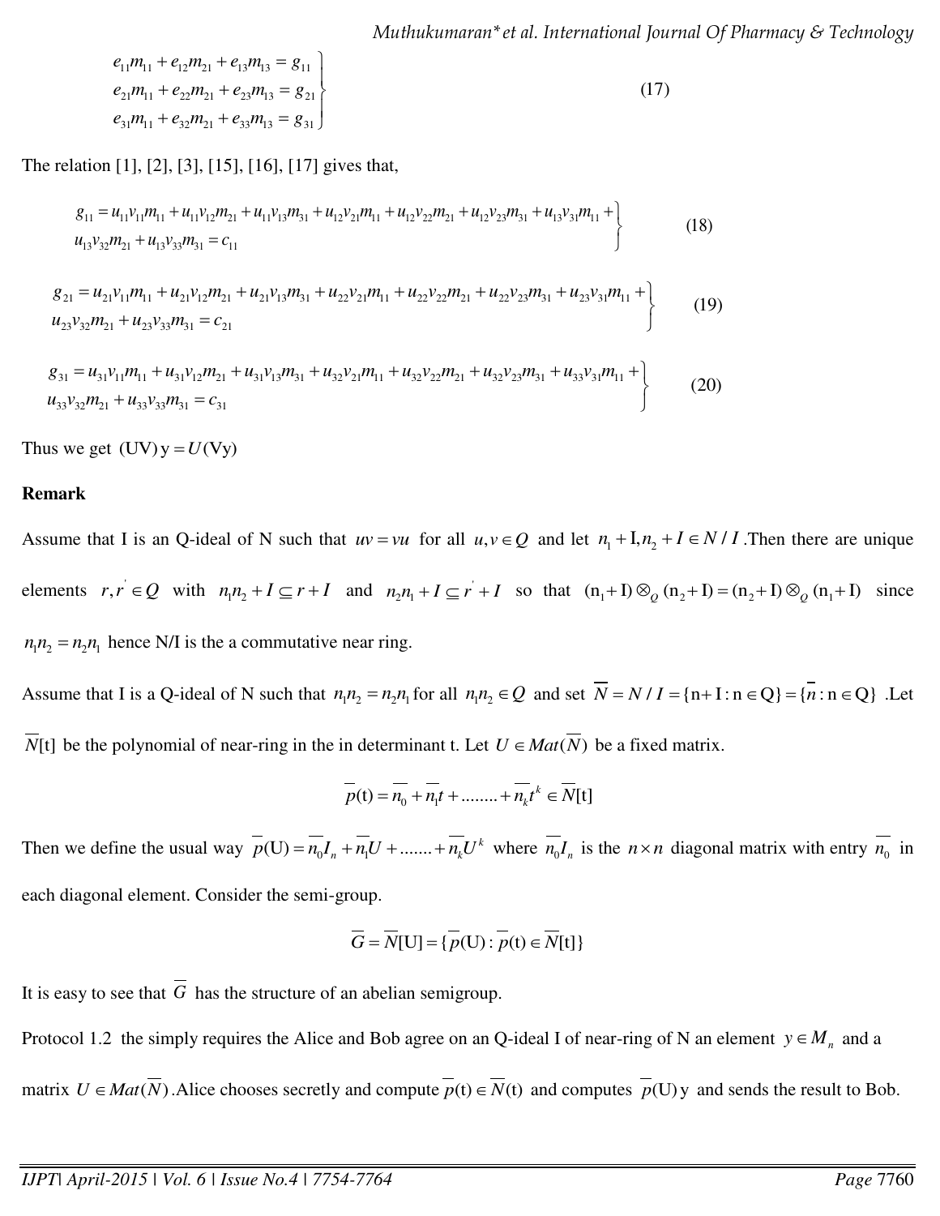$$\left.\begin{aligned} e_{11}m_{11} + e_{12}m_{21} + e_{13}m_{13} = g_{11} \\ e_{21}m_{11} + e_{22}m_{21} + e_{23}m_{13} = g_{21} \\ e_{31}m_{11} + e_{32}m_{21} + e_{33}m_{13} = g_{31} \end{aligned}\right\} \quad (17)$$

The relation [1], [2], [3], [15], [16], [17] gives that,

$$\left.\begin{aligned} g_{11} = u_{11}v_{11}m_{11} + u_{11}v_{12}m_{21} + u_{11}v_{13}m_{31} + u_{12}v_{21}m_{11} + u_{12}v_{22}m_{21} + u_{12}v_{23}m_{31} + u_{13}v_{31}m_{11} + \\ u_{13}v_{32}m_{21} + u_{13}v_{33}m_{31} = c_{11} \end{aligned}\right\} \quad (18)$$

$$\left.\begin{aligned} g_{21} = u_{21}v_{11}m_{11} + u_{21}v_{12}m_{21} + u_{21}v_{13}m_{31} + u_{22}v_{21}m_{11} + u_{22}v_{22}m_{21} + u_{22}v_{23}m_{31} + u_{23}v_{31}m_{11} + \\ u_{23}v_{32}m_{21} + u_{23}v_{33}m_{31} = c_{21} \end{aligned}\right\} \quad (19)$$

$$\left.\begin{aligned} g_{31} = u_{31}v_{11}m_{11} + u_{31}v_{12}m_{21} + u_{31}v_{13}m_{31} + u_{32}v_{21}m_{11} + u_{32}v_{22}m_{21} + u_{32}v_{23}m_{31} + u_{33}v_{31}m_{11} + \\ u_{33}v_{32}m_{21} + u_{33}v_{33}m_{31} = c_{31} \end{aligned}\right\} \quad (20)$$

Thus we get $(UV)\,y = U(Vy)$

**Remark**

Assume that I is an Q-ideal of N such that $uv = vu$ for all $u, v \in Q$ and let $n_1 + I, n_2 + I \in N/I$. Then there are unique elements $r, r^{'} \in Q$ with $n_1 n_2 + I \subseteq r + I$ and $n_2 n_1 + I \subseteq r^{'} + I$ so that $(n_1 + I) \otimes_Q (n_2 + I) = (n_2 + I) \otimes_Q (n_1 + I)$ since $n_1 n_2 = n_2 n_1$ hence N/I is the a commutative near ring.

Assume that I is a Q-ideal of N such that $n_1 n_2 = n_2 n_1$ for all $n_1 n_2 \in Q$ and set $\overline{N} = N/I = \{n + I : n \in Q\} = \{\overline{n} : n \in Q\}$ .Let $\overline{N}[t]$ be the polynomial of near-ring in the in determinant t. Let $U \in Mat(\overline{N})$ be a fixed matrix.

$$\overline{p}(t) = \overline{n_0} + \overline{n_1}t + \ldots\ldots + \overline{n_k}t^k \in \overline{N}[t]$$

Then we define the usual way $\overline{p}(U) = \overline{n_0}I_n + \overline{n_1}U + \ldots\ldots + \overline{n_k}U^k$ where $\overline{n_0}I_n$ is the $n \times n$ diagonal matrix with entry $\overline{n_0}$ in each diagonal element. Consider the semi-group.

$$\overline{G} = \overline{N}[U] = \{\overline{p}(U) : \overline{p}(t) \in \overline{N}[t]\}$$

It is easy to see that $\overline{G}$ has the structure of an abelian semigroup.

Protocol 1.2 the simply requires the Alice and Bob agree on an Q-ideal I of near-ring of N an element $y \in M_n$ and a matrix $U \in Mat(\overline{N})$. Alice chooses secretly and compute $\overline{p}(t) \in \overline{N}(t)$ and computes $\overline{p}(U)\,y$ and sends the result to Bob.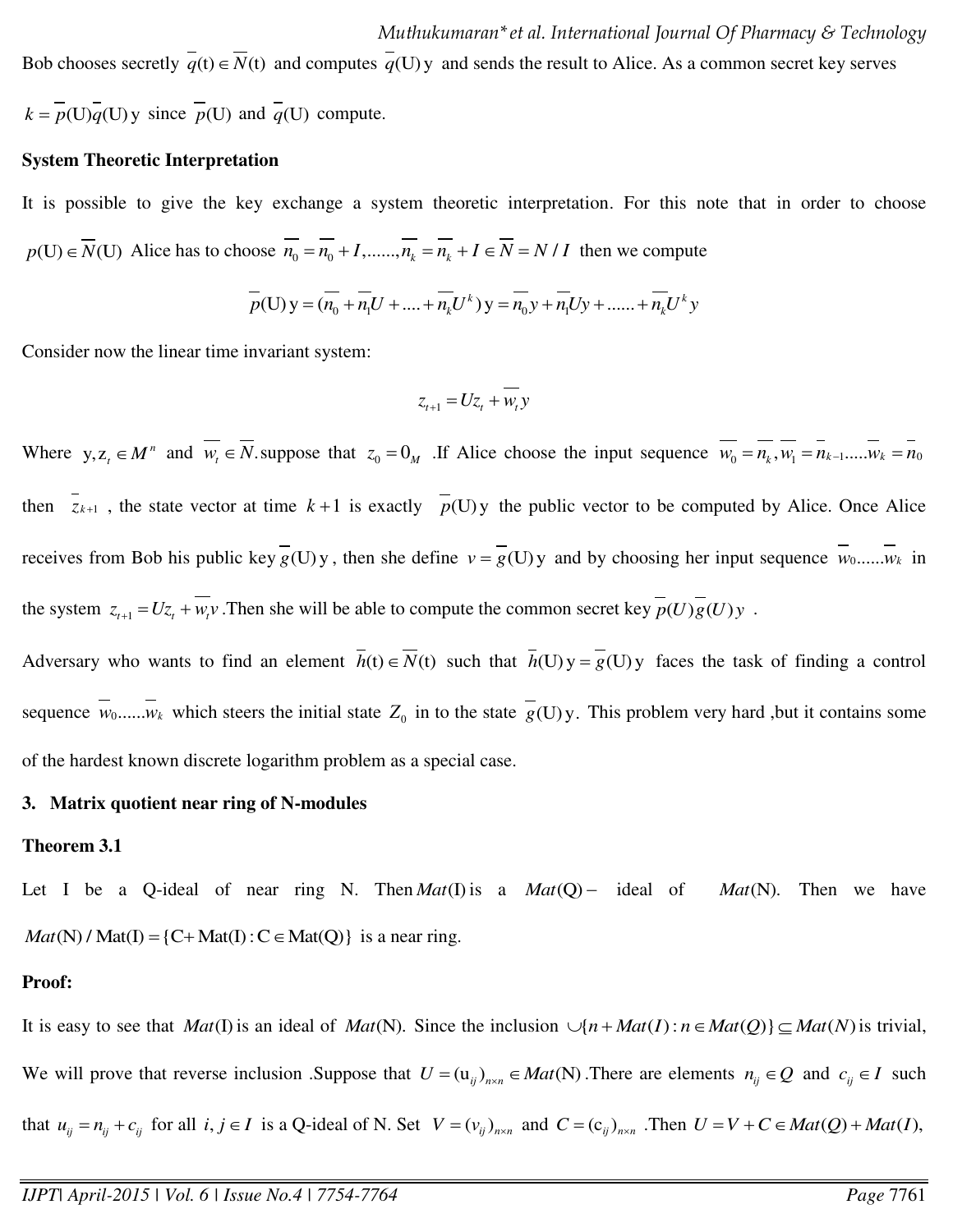Bob chooses secretly $\overline{q}(\mathrm{t}) \in \overline{N}(\mathrm{t})$ and computes $\overline{q}(\mathrm{U})\,\mathrm{y}$ and sends the result to Alice. As a common secret key serves $k = \overline{p}(\mathrm{U})\overline{q}(\mathrm{U})\,\mathrm{y}$ since $\overline{p}(\mathrm{U})$ and $\overline{q}(\mathrm{U})$ compute.

**System Theoretic Interpretation**

It is possible to give the key exchange a system theoretic interpretation. For this note that in order to choose $p(\mathrm{U}) \in \overline{N}(\mathrm{U})$ Alice has to choose $\overline{n_0} = \overline{n_0} + I, \ldots\ldots, \overline{n_k} = \overline{n_k} + I \in \overline{N} = N/I$ then we compute

$$\overline{p}(\mathrm{U})\,\mathrm{y} = (\overline{n_0} + \overline{n_1}U + \ldots + \overline{n_k}U^k)\,\mathrm{y} = \overline{n_0}y + \overline{n_1}Uy + \ldots\ldots + \overline{n_k}U^k y$$

Consider now the linear time invariant system:

$$z_{t+1} = Uz_t + \overline{w_t}y$$

Where $\mathrm{y}, z_t \in M^n$ and $\overline{w_t} \in \overline{N}$. suppose that $z_0 = 0_M$. If Alice choose the input sequence $\overline{w_0} = \overline{n_k}, \overline{w_1} = \overline{n}_{k-1} \ldots\ldots \overline{w_k} = \overline{n_0}$ then $\overline{z}_{k+1}$, the state vector at time $k+1$ is exactly $\overline{p}(\mathrm{U})\,\mathrm{y}$ the public vector to be computed by Alice. Once Alice receives from Bob his public key $\overline{g}(\mathrm{U})\,\mathrm{y}$, then she define $v = \overline{g}(\mathrm{U})\,\mathrm{y}$ and by choosing her input sequence $\overline{w_0} \ldots\ldots \overline{w_k}$ in the system $z_{t+1} = Uz_t + \overline{w_t}v$. Then she will be able to compute the common secret key $\overline{p}(U)\overline{g}(U)\,y$.

Adversary who wants to find an element $\overline{h}(\mathrm{t}) \in \overline{N}(\mathrm{t})$ such that $\overline{h}(\mathrm{U})\,\mathrm{y} = \overline{g}(\mathrm{U})\,\mathrm{y}$ faces the task of finding a control sequence $\overline{w_0} \ldots\ldots \overline{w_k}$ which steers the initial state $Z_0$ in to the state $\overline{g}(\mathrm{U})\,\mathrm{y}$. This problem very hard ,but it contains some of the hardest known discrete logarithm problem as a special case.

## 3. Matrix quotient near ring of N-modules

**Theorem 3.1**

Let I be a Q-ideal of near ring N. Then $Mat(\mathrm{I})$ is a $Mat(\mathrm{Q})-$ ideal of $Mat(\mathrm{N})$. Then we have $Mat(\mathrm{N})\,/\,\mathrm{Mat(I)} = \{\mathrm{C} + \mathrm{Mat(I)} : \mathrm{C} \in \mathrm{Mat(Q)}\}$ is a near ring.

**Proof:**

It is easy to see that $Mat(\mathrm{I})$ is an ideal of $Mat(\mathrm{N})$. Since the inclusion $\cup\{n + Mat(I) : n \in Mat(Q)\} \subseteq Mat(N)$ is trivial, We will prove that reverse inclusion .Suppose that $U = (\mathrm{u}_{ij})_{n \times n} \in Mat(\mathrm{N})$. There are elements $n_{ij} \in Q$ and $c_{ij} \in I$ such that $u_{ij} = n_{ij} + c_{ij}$ for all $i, j \in I$ is a Q-ideal of N. Set $V = (v_{ij})_{n \times n}$ and $C = (\mathrm{c}_{ij})_{n \times n}$. Then $U = V + C \in Mat(Q) + Mat(I)$,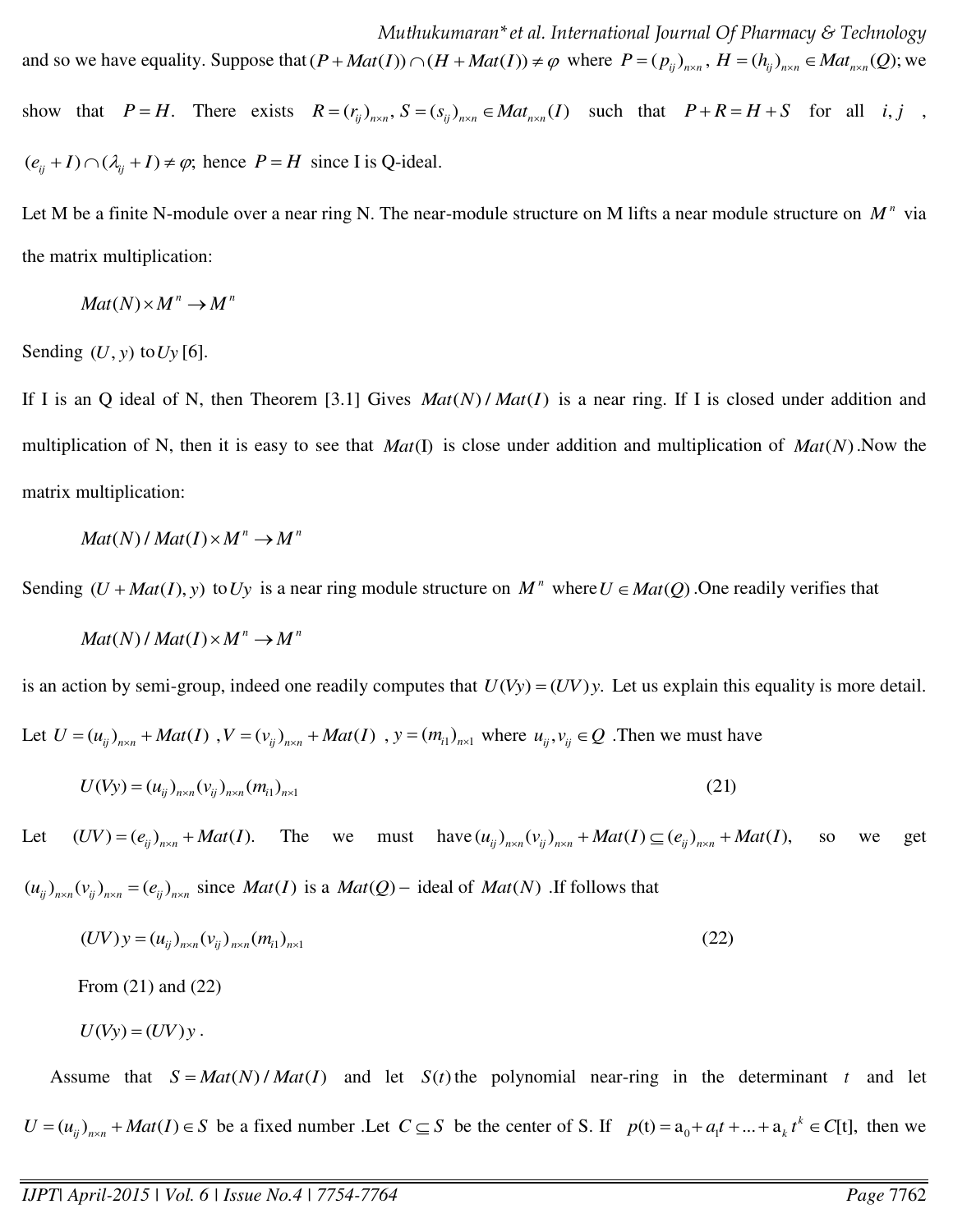and so we have equality. Suppose that $(P+Mat(I))\cap(H+Mat(I))\neq\varphi$ where $P=(p_{ij})_{n\times n}$, $H=(h_{ij})_{n\times n}\in Mat_{n\times n}(Q)$; we show that $P=H$. There exists $R=(r_{ij})_{n\times n}, S=(s_{ij})_{n\times n}\in Mat_{n\times n}(I)$ such that $P+R=H+S$ for all $i,j$, $(e_{ij}+I)\cap(\lambda_{ij}+I)\neq\varphi$; hence $P=H$ since I is Q-ideal.

Let M be a finite N-module over a near ring N. The near-module structure on M lifts a near module structure on $M^n$ via the matrix multiplication:

$$Mat(N)\times M^n\rightarrow M^n$$

Sending $(U,y)$ to $Uy$ [6].

If I is an Q ideal of N, then Theorem [3.1] Gives $Mat(N)/Mat(I)$ is a near ring. If I is closed under addition and multiplication of N, then it is easy to see that $Mat(\mathrm{I})$ is close under addition and multiplication of $Mat(N)$.Now the matrix multiplication:

$$Mat(N)/Mat(I)\times M^n\rightarrow M^n$$

Sending $(U+Mat(I),y)$ to $Uy$ is a near ring module structure on $M^n$ where $U\in Mat(Q)$.One readily verifies that

$$Mat(N)/Mat(I)\times M^n\rightarrow M^n$$

is an action by semi-group, indeed one readily computes that $U(Vy)=(UV)y.$ Let us explain this equality is more detail. Let $U=(u_{ij})_{n\times n}+Mat(I)$ ,$V=(v_{ij})_{n\times n}+Mat(I)$ , $y=(m_{i1})_{n\times 1}$ where $u_{ij},v_{ij}\in Q$ .Then we must have

$$U(Vy)=(u_{ij})_{n\times n}(v_{ij})_{n\times n}(m_{i1})_{n\times 1} \tag{21}$$

Let $(UV)=(e_{ij})_{n\times n}+Mat(I).$ The we must have $(u_{ij})_{n\times n}(v_{ij})_{n\times n}+Mat(I)\subseteq(e_{ij})_{n\times n}+Mat(I),$ so we get $(u_{ij})_{n\times n}(v_{ij})_{n\times n}=(e_{ij})_{n\times n}$ since $Mat(I)$ is a $Mat(Q)-$ ideal of $Mat(N)$ .If follows that

$$(UV)y=(u_{ij})_{n\times n}(v_{ij})_{n\times n}(m_{i1})_{n\times 1} \tag{22}$$

From (21) and (22)

$$U(Vy)=(UV)y.$$

Assume that $S=Mat(N)/Mat(I)$ and let $S(t)$ the polynomial near-ring in the determinant $t$ and let $U=(u_{ij})_{n\times n}+Mat(I)\in S$ be a fixed number .Let $C\subseteq S$ be the center of S. If $p(\mathrm{t})=\mathrm{a}_0+a_1t+...+\mathrm{a}_k\,t^k\in C[\mathrm{t}],$ then we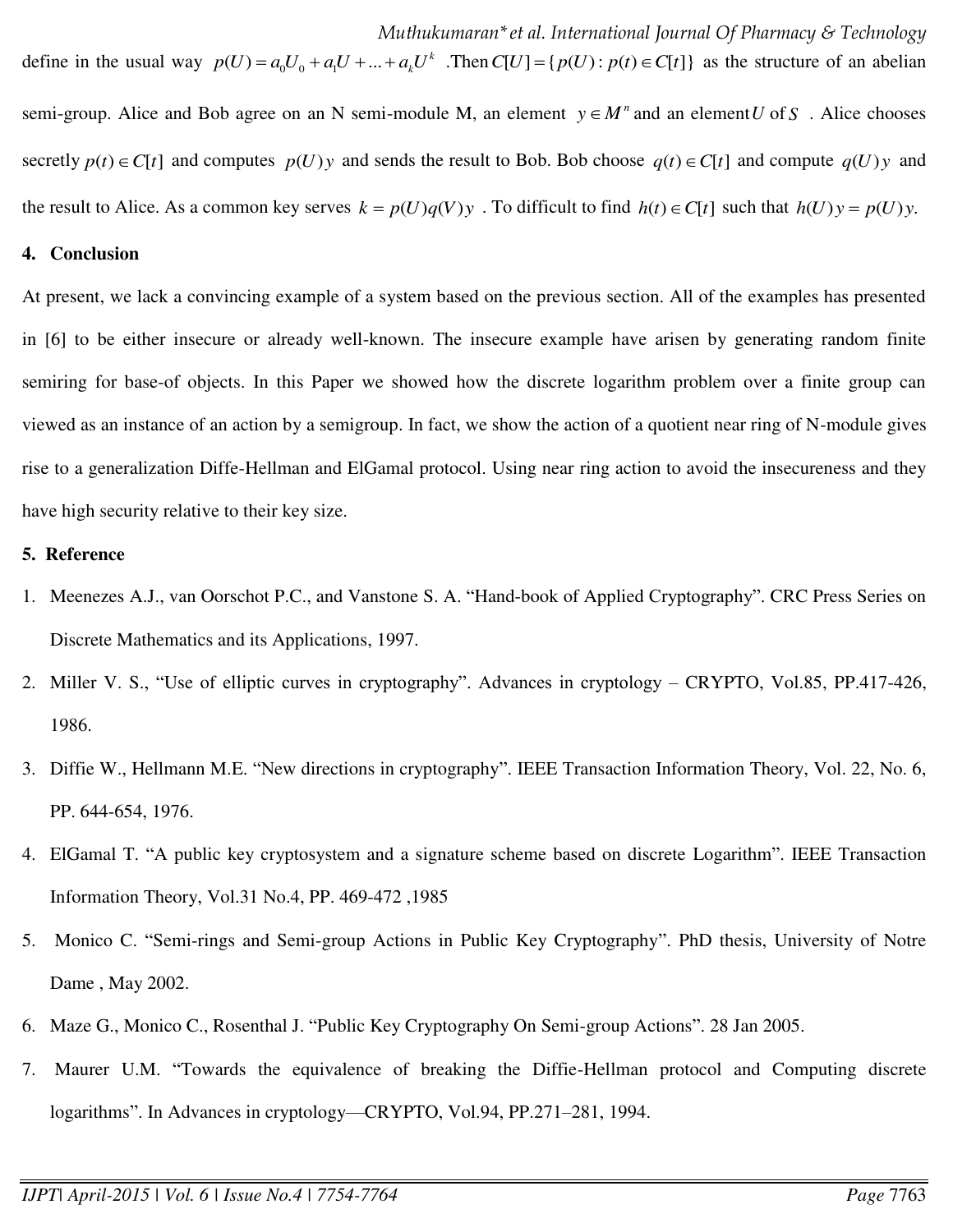define in the usual way $p(U) = a_0U_0 + a_1U + ... + a_kU^k$ .Then $C[U] = \{p(U) : p(t) \in C[t]\}$ as the structure of an abelian semi-group. Alice and Bob agree on an N semi-module M, an element $y \in M^n$ and an element $U$ of $S$ . Alice chooses secretly $p(t) \in C[t]$ and computes $p(U)y$ and sends the result to Bob. Bob choose $q(t) \in C[t]$ and compute $q(U)y$ and the result to Alice. As a common key serves $k = p(U)q(V)y$ . To difficult to find $h(t) \in C[t]$ such that $h(U)y = p(U)y$.

## 4. Conclusion

At present, we lack a convincing example of a system based on the previous section. All of the examples has presented in [6] to be either insecure or already well-known. The insecure example have arisen by generating random finite semiring for base-of objects. In this Paper we showed how the discrete logarithm problem over a finite group can viewed as an instance of an action by a semigroup. In fact, we show the action of a quotient near ring of N-module gives rise to a generalization Diffe-Hellman and ElGamal protocol. Using near ring action to avoid the insecureness and they have high security relative to their key size.

## 5. Reference

1. Meenezes A.J., van Oorschot P.C., and Vanstone S. A. "Hand-book of Applied Cryptography". CRC Press Series on Discrete Mathematics and its Applications, 1997.
2. Miller V. S., "Use of elliptic curves in cryptography". Advances in cryptology – CRYPTO, Vol.85, PP.417-426, 1986.
3. Diffie W., Hellmann M.E. "New directions in cryptography". IEEE Transaction Information Theory, Vol. 22, No. 6, PP. 644-654, 1976.
4. ElGamal T. "A public key cryptosystem and a signature scheme based on discrete Logarithm". IEEE Transaction Information Theory, Vol.31 No.4, PP. 469-472 ,1985
5. Monico C. "Semi-rings and Semi-group Actions in Public Key Cryptography". PhD thesis, University of Notre Dame , May 2002.
6. Maze G., Monico C., Rosenthal J. "Public Key Cryptography On Semi-group Actions". 28 Jan 2005.
7. Maurer U.M. "Towards the equivalence of breaking the Diffie-Hellman protocol and Computing discrete logarithms". In Advances in cryptology—CRYPTO, Vol.94, PP.271–281, 1994.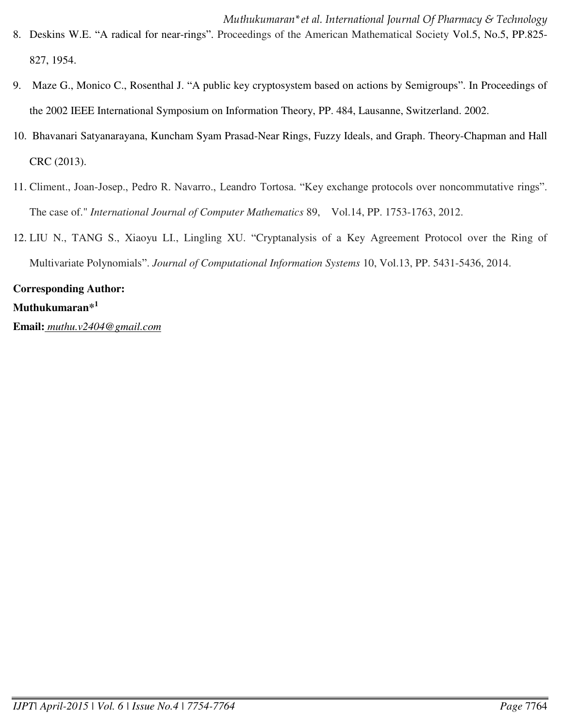8. Deskins W.E. “A radical for near-rings”. Proceedings of the American Mathematical Society Vol.5, No.5, PP.825-827, 1954.

9. Maze G., Monico C., Rosenthal J. “A public key cryptosystem based on actions by Semigroups”. In Proceedings of the 2002 IEEE International Symposium on Information Theory, PP. 484, Lausanne, Switzerland. 2002.

10. Bhavanari Satyanarayana, Kuncham Syam Prasad-Near Rings, Fuzzy Ideals, and Graph. Theory-Chapman and Hall CRC (2013).

11. Climent., Joan-Josep., Pedro R. Navarro., Leandro Tortosa. “Key exchange protocols over noncommutative rings”. The case of." *International Journal of Computer Mathematics* 89, Vol.14, PP. 1753-1763, 2012.

12. LIU N., TANG S., Xiaoyu LI., Lingling XU. “Cryptanalysis of a Key Agreement Protocol over the Ring of Multivariate Polynomials”. *Journal of Computational Information Systems* 10, Vol.13, PP. 5431-5436, 2014.

**Corresponding Author:**

**Muthukumaran*[1]**

**Email:** muthu.v2404@gmail.com